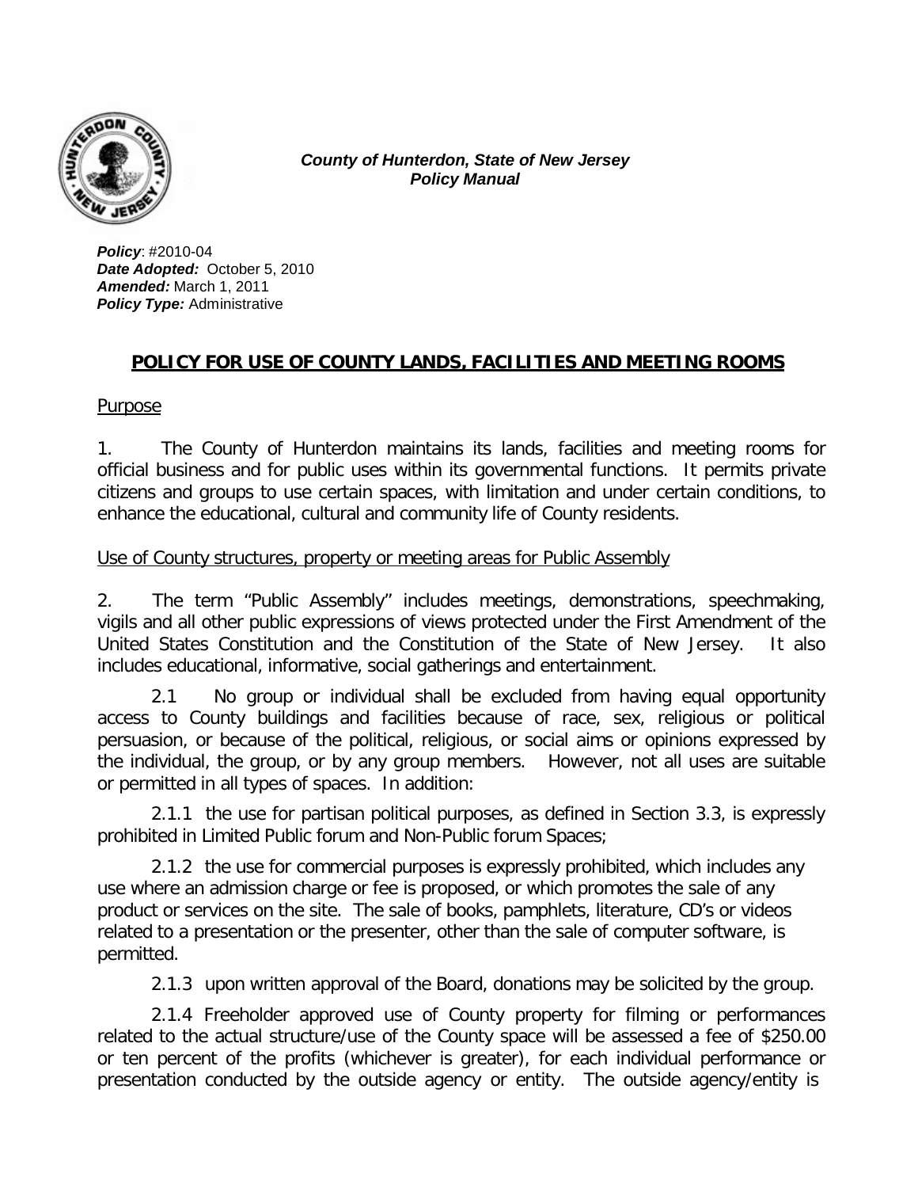*County of Hunterdon, State of New Jersey*
*Policy Manual*

***Policy***: #2010-04
***Date Adopted:*** October 5, 2010
***Amended:*** March 1, 2011
***Policy Type:*** Administrative

# POLICY FOR USE OF COUNTY LANDS, FACILITIES AND MEETING ROOMS

## Purpose

1. The County of Hunterdon maintains its lands, facilities and meeting rooms for official business and for public uses within its governmental functions. It permits private citizens and groups to use certain spaces, with limitation and under certain conditions, to enhance the educational, cultural and community life of County residents.

## Use of County structures, property or meeting areas for Public Assembly

2. The term "Public Assembly" includes meetings, demonstrations, speechmaking, vigils and all other public expressions of views protected under the First Amendment of the United States Constitution and the Constitution of the State of New Jersey. It also includes educational, informative, social gatherings and entertainment.

2.1 No group or individual shall be excluded from having equal opportunity access to County buildings and facilities because of race, sex, religious or political persuasion, or because of the political, religious, or social aims or opinions expressed by the individual, the group, or by any group members. However, not all uses are suitable or permitted in all types of spaces. In addition:

2.1.1 the use for partisan political purposes, as defined in Section 3.3, is expressly prohibited in Limited Public forum and Non-Public forum Spaces;

2.1.2 the use for commercial purposes is expressly prohibited, which includes any use where an admission charge or fee is proposed, or which promotes the sale of any product or services on the site. The sale of books, pamphlets, literature, CD's or videos related to a presentation or the presenter, other than the sale of computer software, is permitted.

2.1.3 upon written approval of the Board, donations may be solicited by the group.

2.1.4 Freeholder approved use of County property for filming or performances related to the actual structure/use of the County space will be assessed a fee of $250.00 or ten percent of the profits (whichever is greater), for each individual performance or presentation conducted by the outside agency or entity. The outside agency/entity is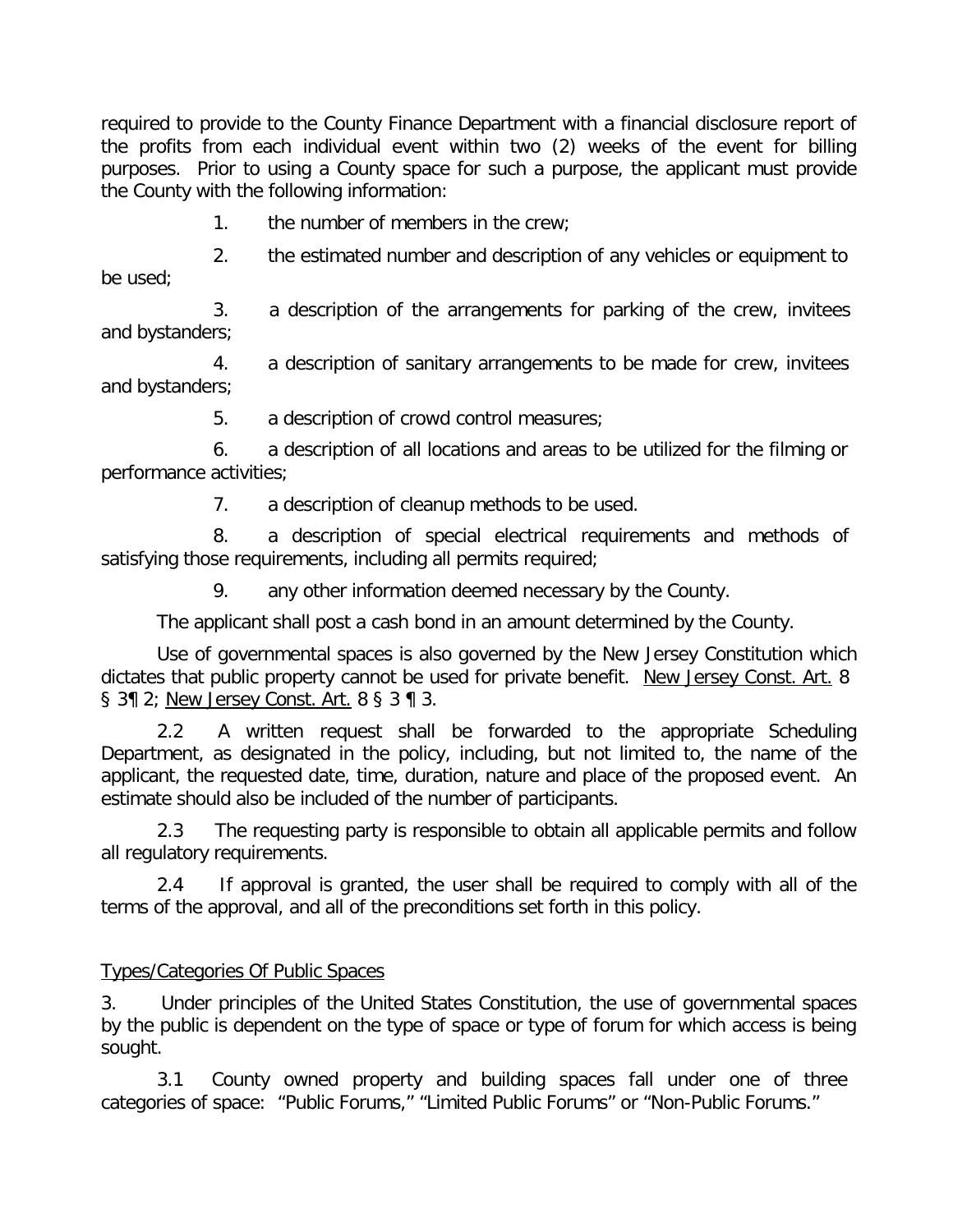required to provide to the County Finance Department with a financial disclosure report of the profits from each individual event within two (2) weeks of the event for billing purposes. Prior to using a County space for such a purpose, the applicant must provide the County with the following information:

1. the number of members in the crew;
2. the estimated number and description of any vehicles or equipment to be used;
3. a description of the arrangements for parking of the crew, invitees and bystanders;
4. a description of sanitary arrangements to be made for crew, invitees and bystanders;
5. a description of crowd control measures;
6. a description of all locations and areas to be utilized for the filming or performance activities;
7. a description of cleanup methods to be used.
8. a description of special electrical requirements and methods of satisfying those requirements, including all permits required;
9. any other information deemed necessary by the County.

The applicant shall post a cash bond in an amount determined by the County.

Use of governmental spaces is also governed by the New Jersey Constitution which dictates that public property cannot be used for private benefit. New Jersey Const. Art. 8 § 3¶ 2; New Jersey Const. Art. 8 § 3 ¶ 3.

2.2 A written request shall be forwarded to the appropriate Scheduling Department, as designated in the policy, including, but not limited to, the name of the applicant, the requested date, time, duration, nature and place of the proposed event. An estimate should also be included of the number of participants.

2.3 The requesting party is responsible to obtain all applicable permits and follow all regulatory requirements.

2.4 If approval is granted, the user shall be required to comply with all of the terms of the approval, and all of the preconditions set forth in this policy.

Types/Categories Of Public Spaces

3. Under principles of the United States Constitution, the use of governmental spaces by the public is dependent on the type of space or type of forum for which access is being sought.

3.1 County owned property and building spaces fall under one of three categories of space: "Public Forums," "Limited Public Forums" or "Non-Public Forums."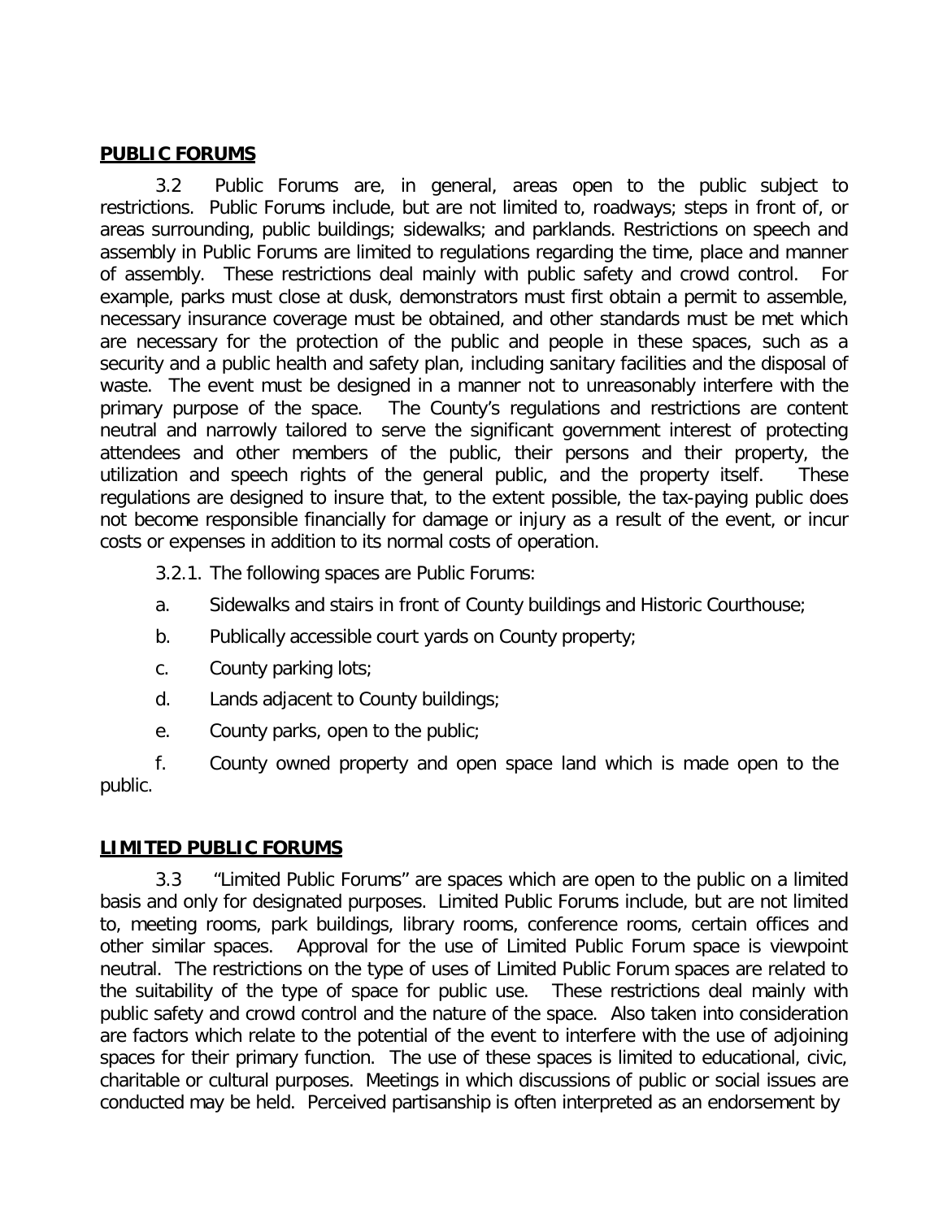**PUBLIC FORUMS**

3.2 Public Forums are, in general, areas open to the public subject to restrictions. Public Forums include, but are not limited to, roadways; steps in front of, or areas surrounding, public buildings; sidewalks; and parklands. Restrictions on speech and assembly in Public Forums are limited to regulations regarding the time, place and manner of assembly. These restrictions deal mainly with public safety and crowd control. For example, parks must close at dusk, demonstrators must first obtain a permit to assemble, necessary insurance coverage must be obtained, and other standards must be met which are necessary for the protection of the public and people in these spaces, such as a security and a public health and safety plan, including sanitary facilities and the disposal of waste. The event must be designed in a manner not to unreasonably interfere with the primary purpose of the space. The County's regulations and restrictions are content neutral and narrowly tailored to serve the significant government interest of protecting attendees and other members of the public, their persons and their property, the utilization and speech rights of the general public, and the property itself. These regulations are designed to insure that, to the extent possible, the tax-paying public does not become responsible financially for damage or injury as a result of the event, or incur costs or expenses in addition to its normal costs of operation.

3.2.1. The following spaces are Public Forums:

a. Sidewalks and stairs in front of County buildings and Historic Courthouse;

b. Publically accessible court yards on County property;

c. County parking lots;

d. Lands adjacent to County buildings;

e. County parks, open to the public;

f. County owned property and open space land which is made open to the public.

**LIMITED PUBLIC FORUMS**

3.3 "Limited Public Forums" are spaces which are open to the public on a limited basis and only for designated purposes. Limited Public Forums include, but are not limited to, meeting rooms, park buildings, library rooms, conference rooms, certain offices and other similar spaces. Approval for the use of Limited Public Forum space is viewpoint neutral. The restrictions on the type of uses of Limited Public Forum spaces are related to the suitability of the type of space for public use. These restrictions deal mainly with public safety and crowd control and the nature of the space. Also taken into consideration are factors which relate to the potential of the event to interfere with the use of adjoining spaces for their primary function. The use of these spaces is limited to educational, civic, charitable or cultural purposes. Meetings in which discussions of public or social issues are conducted may be held. Perceived partisanship is often interpreted as an endorsement by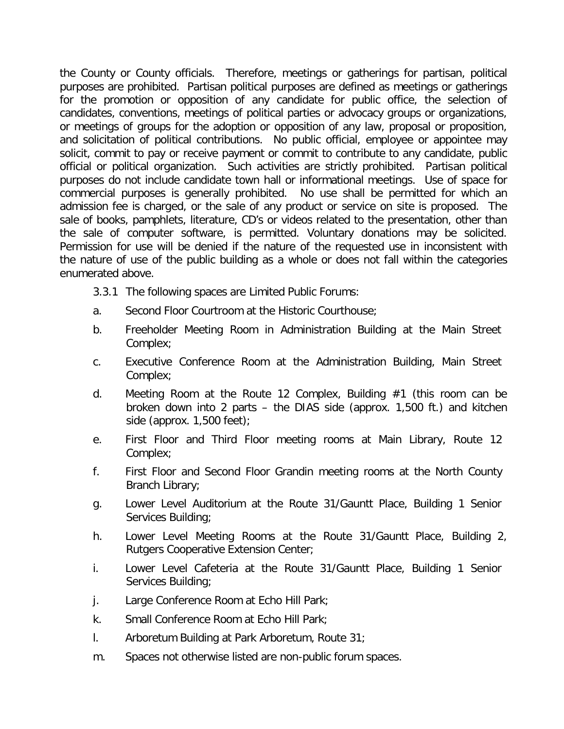the County or County officials. Therefore, meetings or gatherings for partisan, political purposes are prohibited. Partisan political purposes are defined as meetings or gatherings for the promotion or opposition of any candidate for public office, the selection of candidates, conventions, meetings of political parties or advocacy groups or organizations, or meetings of groups for the adoption or opposition of any law, proposal or proposition, and solicitation of political contributions. No public official, employee or appointee may solicit, commit to pay or receive payment or commit to contribute to any candidate, public official or political organization. Such activities are strictly prohibited. Partisan political purposes do not include candidate town hall or informational meetings. Use of space for commercial purposes is generally prohibited. No use shall be permitted for which an admission fee is charged, or the sale of any product or service on site is proposed. The sale of books, pamphlets, literature, CD's or videos related to the presentation, other than the sale of computer software, is permitted. Voluntary donations may be solicited. Permission for use will be denied if the nature of the requested use in inconsistent with the nature of use of the public building as a whole or does not fall within the categories enumerated above.

3.3.1 The following spaces are Limited Public Forums:

a. Second Floor Courtroom at the Historic Courthouse;

b. Freeholder Meeting Room in Administration Building at the Main Street Complex;

c. Executive Conference Room at the Administration Building, Main Street Complex;

d. Meeting Room at the Route 12 Complex, Building #1 (this room can be broken down into 2 parts – the DIAS side (approx. 1,500 ft.) and kitchen side (approx. 1,500 feet);

e. First Floor and Third Floor meeting rooms at Main Library, Route 12 Complex;

f. First Floor and Second Floor Grandin meeting rooms at the North County Branch Library;

g. Lower Level Auditorium at the Route 31/Gauntt Place, Building 1 Senior Services Building;

h. Lower Level Meeting Rooms at the Route 31/Gauntt Place, Building 2, Rutgers Cooperative Extension Center;

i. Lower Level Cafeteria at the Route 31/Gauntt Place, Building 1 Senior Services Building;

j. Large Conference Room at Echo Hill Park;

k. Small Conference Room at Echo Hill Park;

l. Arboretum Building at Park Arboretum, Route 31;

m. Spaces not otherwise listed are non-public forum spaces.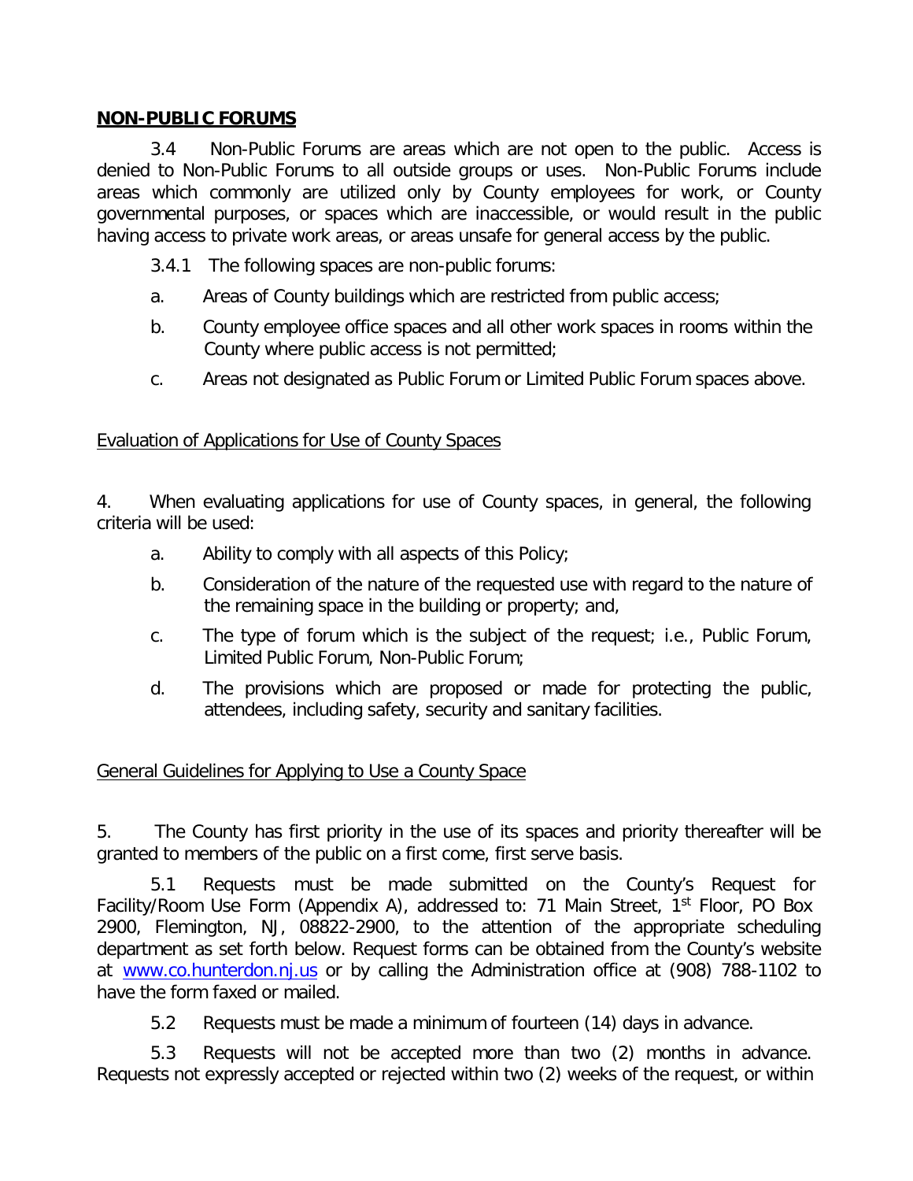**NON-PUBLIC FORUMS**

3.4 Non-Public Forums are areas which are not open to the public. Access is denied to Non-Public Forums to all outside groups or uses. Non-Public Forums include areas which commonly are utilized only by County employees for work, or County governmental purposes, or spaces which are inaccessible, or would result in the public having access to private work areas, or areas unsafe for general access by the public.

3.4.1 The following spaces are non-public forums:

a. Areas of County buildings which are restricted from public access;

b. County employee office spaces and all other work spaces in rooms within the County where public access is not permitted;

c. Areas not designated as Public Forum or Limited Public Forum spaces above.

Evaluation of Applications for Use of County Spaces

4. When evaluating applications for use of County spaces, in general, the following criteria will be used:

a. Ability to comply with all aspects of this Policy;

b. Consideration of the nature of the requested use with regard to the nature of the remaining space in the building or property; and,

c. The type of forum which is the subject of the request; i.e., Public Forum, Limited Public Forum, Non-Public Forum;

d. The provisions which are proposed or made for protecting the public, attendees, including safety, security and sanitary facilities.

General Guidelines for Applying to Use a County Space

5. The County has first priority in the use of its spaces and priority thereafter will be granted to members of the public on a first come, first serve basis.

5.1 Requests must be made submitted on the County's Request for Facility/Room Use Form (Appendix A), addressed to: 71 Main Street, 1st Floor, PO Box 2900, Flemington, NJ, 08822-2900, to the attention of the appropriate scheduling department as set forth below. Request forms can be obtained from the County's website at www.co.hunterdon.nj.us or by calling the Administration office at (908) 788-1102 to have the form faxed or mailed.

5.2 Requests must be made a minimum of fourteen (14) days in advance.

5.3 Requests will not be accepted more than two (2) months in advance. Requests not expressly accepted or rejected within two (2) weeks of the request, or within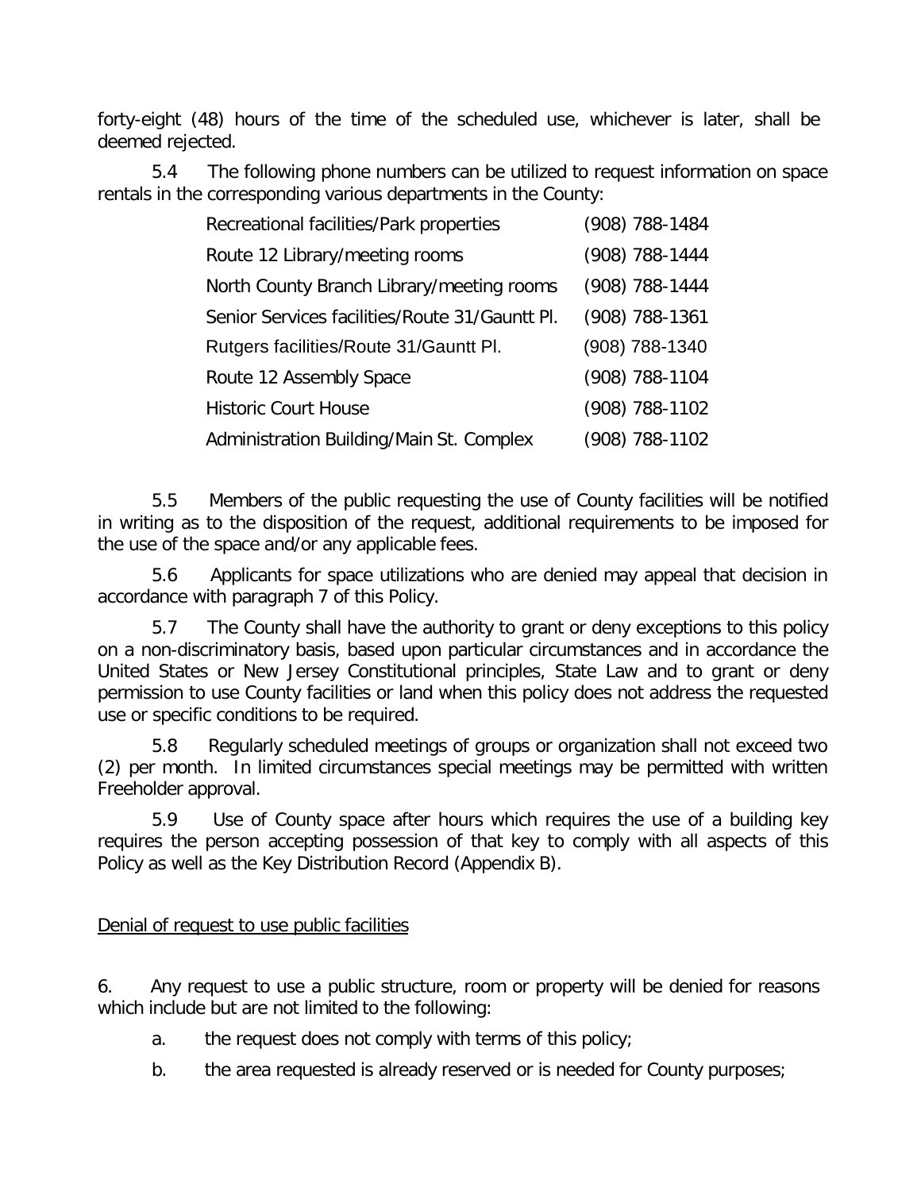forty-eight (48) hours of the time of the scheduled use, whichever is later, shall be deemed rejected.

5.4 The following phone numbers can be utilized to request information on space rentals in the corresponding various departments in the County:

| | |
|---|---|
| Recreational facilities/Park properties | (908) 788-1484 |
| Route 12 Library/meeting rooms | (908) 788-1444 |
| North County Branch Library/meeting rooms | (908) 788-1444 |
| Senior Services facilities/Route 31/Gauntt Pl. | (908) 788-1361 |
| Rutgers facilities/Route 31/Gauntt Pl. | (908) 788-1340 |
| Route 12 Assembly Space | (908) 788-1104 |
| Historic Court House | (908) 788-1102 |
| Administration Building/Main St. Complex | (908) 788-1102 |

5.5 Members of the public requesting the use of County facilities will be notified in writing as to the disposition of the request, additional requirements to be imposed for the use of the space and/or any applicable fees.

5.6 Applicants for space utilizations who are denied may appeal that decision in accordance with paragraph 7 of this Policy.

5.7 The County shall have the authority to grant or deny exceptions to this policy on a non-discriminatory basis, based upon particular circumstances and in accordance the United States or New Jersey Constitutional principles, State Law and to grant or deny permission to use County facilities or land when this policy does not address the requested use or specific conditions to be required.

5.8 Regularly scheduled meetings of groups or organization shall not exceed two (2) per month. In limited circumstances special meetings may be permitted with written Freeholder approval.

5.9 Use of County space after hours which requires the use of a building key requires the person accepting possession of that key to comply with all aspects of this Policy as well as the Key Distribution Record (Appendix B).

Denial of request to use public facilities

6. Any request to use a public structure, room or property will be denied for reasons which include but are not limited to the following:

   a. the request does not comply with terms of this policy;

   b. the area requested is already reserved or is needed for County purposes;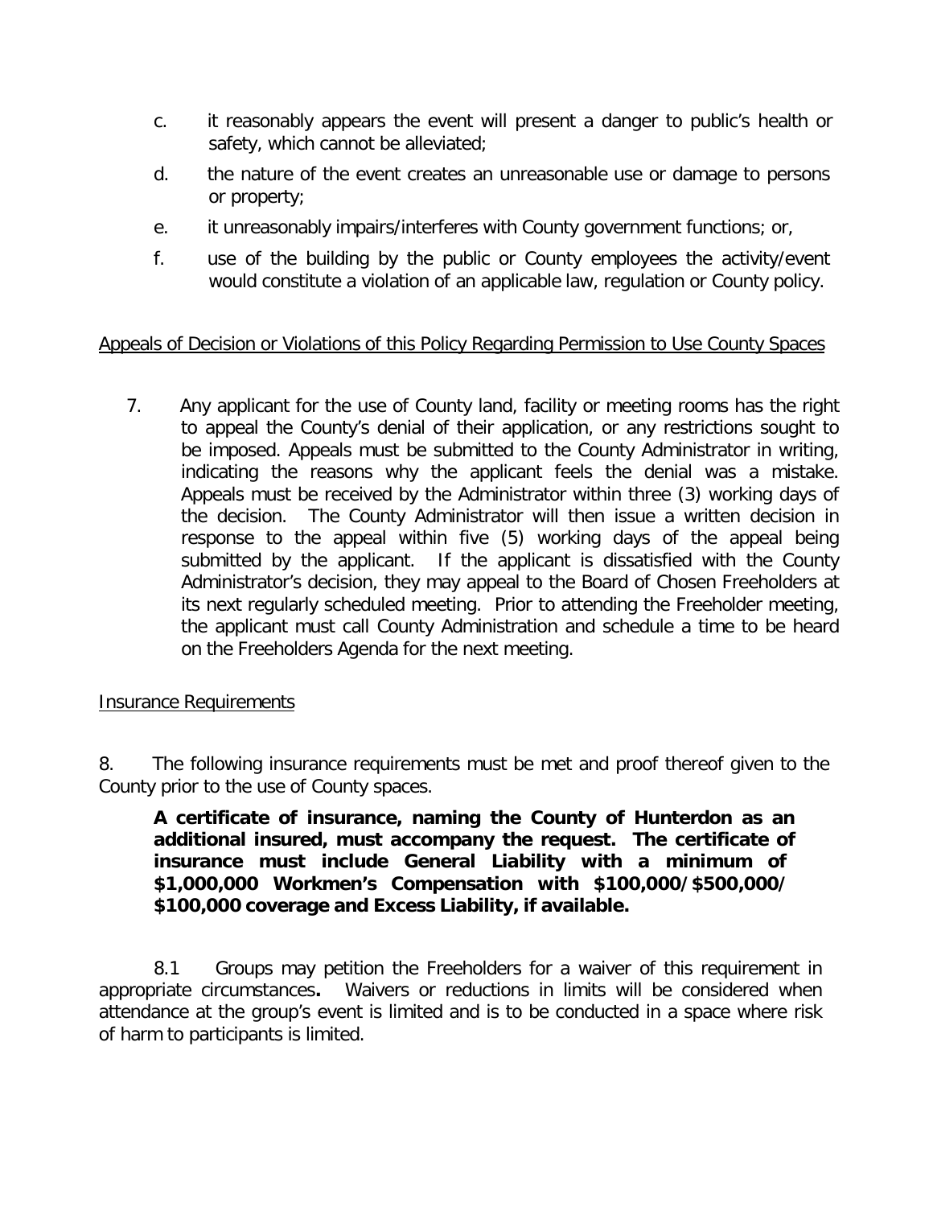c. it reasonably appears the event will present a danger to public's health or safety, which cannot be alleviated;

d. the nature of the event creates an unreasonable use or damage to persons or property;

e. it unreasonably impairs/interferes with County government functions; or,

f. use of the building by the public or County employees the activity/event would constitute a violation of an applicable law, regulation or County policy.

<u>Appeals of Decision or Violations of this Policy Regarding Permission to Use County Spaces</u>

7. Any applicant for the use of County land, facility or meeting rooms has the right to appeal the County's denial of their application, or any restrictions sought to be imposed. Appeals must be submitted to the County Administrator in writing, indicating the reasons why the applicant feels the denial was a mistake. Appeals must be received by the Administrator within three (3) working days of the decision. The County Administrator will then issue a written decision in response to the appeal within five (5) working days of the appeal being submitted by the applicant. If the applicant is dissatisfied with the County Administrator's decision, they may appeal to the Board of Chosen Freeholders at its next regularly scheduled meeting. Prior to attending the Freeholder meeting, the applicant must call County Administration and schedule a time to be heard on the Freeholders Agenda for the next meeting.

<u>Insurance Requirements</u>

8. The following insurance requirements must be met and proof thereof given to the County prior to the use of County spaces.

**A certificate of insurance, naming the County of Hunterdon as an additional insured, must accompany the request. The certificate of insurance must include General Liability with a minimum of $1,000,000 Workmen's Compensation with $100,000/$500,000/ $100,000 coverage and Excess Liability, if available.**

8.1 Groups may petition the Freeholders for a waiver of this requirement in appropriate circumstances**.** Waivers or reductions in limits will be considered when attendance at the group's event is limited and is to be conducted in a space where risk of harm to participants is limited.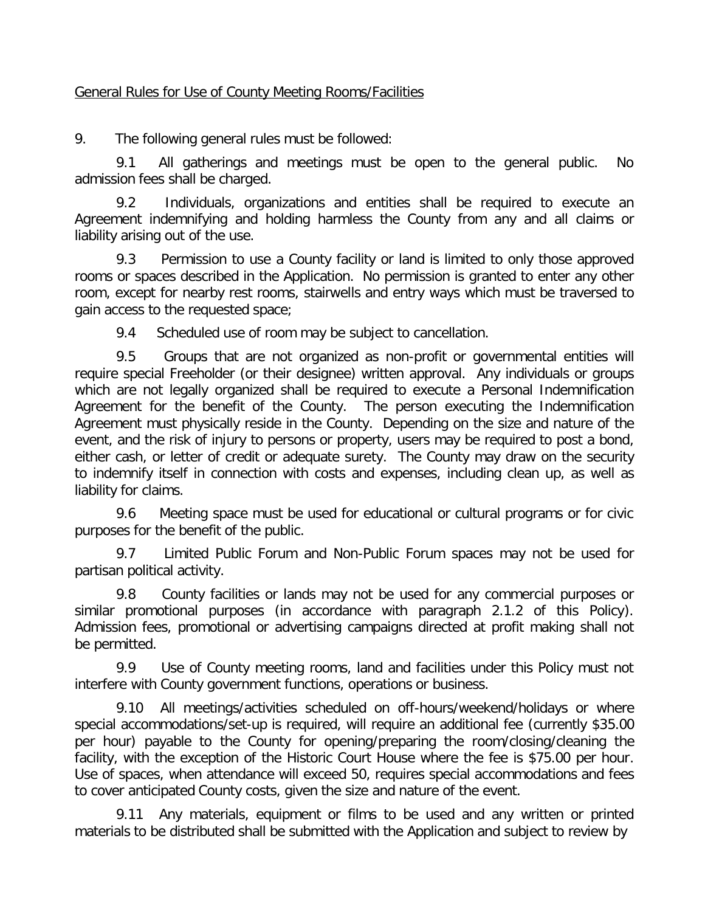General Rules for Use of County Meeting Rooms/Facilities

9. The following general rules must be followed:

9.1 All gatherings and meetings must be open to the general public. No admission fees shall be charged.

9.2 Individuals, organizations and entities shall be required to execute an Agreement indemnifying and holding harmless the County from any and all claims or liability arising out of the use.

9.3 Permission to use a County facility or land is limited to only those approved rooms or spaces described in the Application. No permission is granted to enter any other room, except for nearby rest rooms, stairwells and entry ways which must be traversed to gain access to the requested space;

9.4 Scheduled use of room may be subject to cancellation.

9.5 Groups that are not organized as non-profit or governmental entities will require special Freeholder (or their designee) written approval. Any individuals or groups which are not legally organized shall be required to execute a Personal Indemnification Agreement for the benefit of the County. The person executing the Indemnification Agreement must physically reside in the County. Depending on the size and nature of the event, and the risk of injury to persons or property, users may be required to post a bond, either cash, or letter of credit or adequate surety. The County may draw on the security to indemnify itself in connection with costs and expenses, including clean up, as well as liability for claims.

9.6 Meeting space must be used for educational or cultural programs or for civic purposes for the benefit of the public.

9.7 Limited Public Forum and Non-Public Forum spaces may not be used for partisan political activity.

9.8 County facilities or lands may not be used for any commercial purposes or similar promotional purposes (in accordance with paragraph 2.1.2 of this Policy). Admission fees, promotional or advertising campaigns directed at profit making shall not be permitted.

9.9 Use of County meeting rooms, land and facilities under this Policy must not interfere with County government functions, operations or business.

9.10 All meetings/activities scheduled on off-hours/weekend/holidays or where special accommodations/set-up is required, will require an additional fee (currently $35.00 per hour) payable to the County for opening/preparing the room/closing/cleaning the facility, with the exception of the Historic Court House where the fee is $75.00 per hour. Use of spaces, when attendance will exceed 50, requires special accommodations and fees to cover anticipated County costs, given the size and nature of the event.

9.11 Any materials, equipment or films to be used and any written or printed materials to be distributed shall be submitted with the Application and subject to review by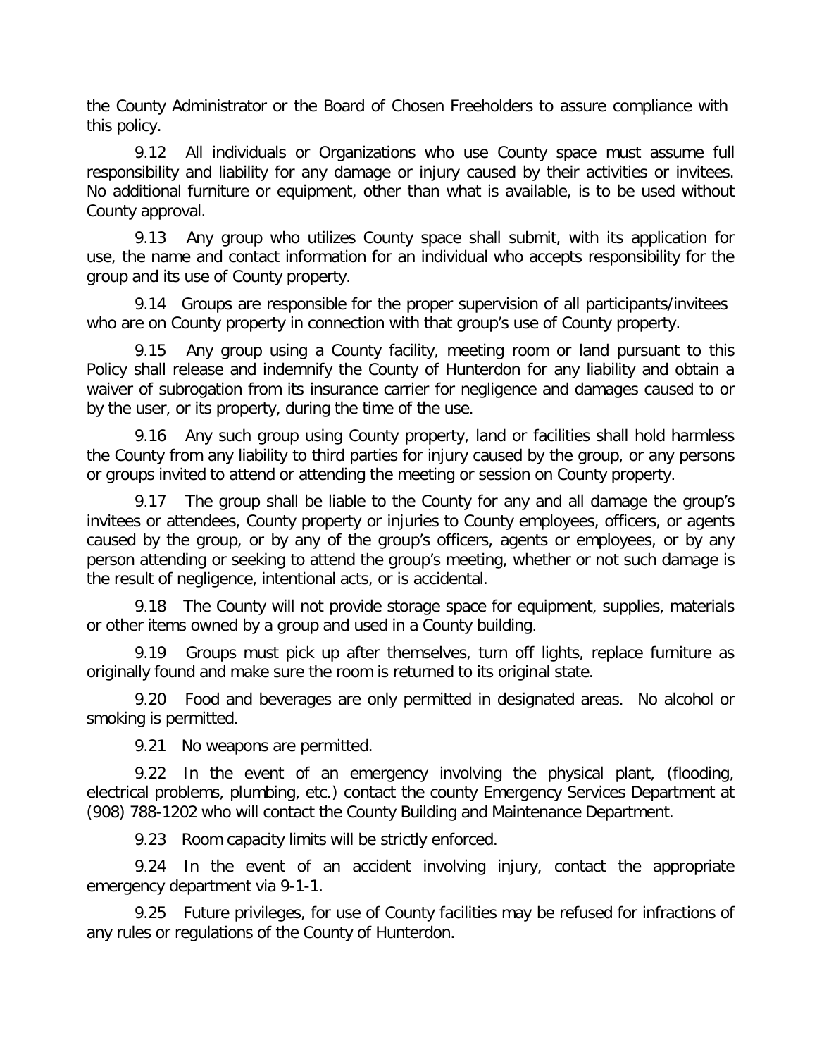the County Administrator or the Board of Chosen Freeholders to assure compliance with this policy.

9.12 All individuals or Organizations who use County space must assume full responsibility and liability for any damage or injury caused by their activities or invitees. No additional furniture or equipment, other than what is available, is to be used without County approval.

9.13 Any group who utilizes County space shall submit, with its application for use, the name and contact information for an individual who accepts responsibility for the group and its use of County property.

9.14 Groups are responsible for the proper supervision of all participants/invitees who are on County property in connection with that group's use of County property.

9.15 Any group using a County facility, meeting room or land pursuant to this Policy shall release and indemnify the County of Hunterdon for any liability and obtain a waiver of subrogation from its insurance carrier for negligence and damages caused to or by the user, or its property, during the time of the use.

9.16 Any such group using County property, land or facilities shall hold harmless the County from any liability to third parties for injury caused by the group, or any persons or groups invited to attend or attending the meeting or session on County property.

9.17 The group shall be liable to the County for any and all damage the group's invitees or attendees, County property or injuries to County employees, officers, or agents caused by the group, or by any of the group's officers, agents or employees, or by any person attending or seeking to attend the group's meeting, whether or not such damage is the result of negligence, intentional acts, or is accidental.

9.18 The County will not provide storage space for equipment, supplies, materials or other items owned by a group and used in a County building.

9.19 Groups must pick up after themselves, turn off lights, replace furniture as originally found and make sure the room is returned to its original state.

9.20 Food and beverages are only permitted in designated areas. No alcohol or smoking is permitted.

9.21 No weapons are permitted.

9.22 In the event of an emergency involving the physical plant, (flooding, electrical problems, plumbing, etc.) contact the county Emergency Services Department at (908) 788-1202 who will contact the County Building and Maintenance Department.

9.23 Room capacity limits will be strictly enforced.

9.24 In the event of an accident involving injury, contact the appropriate emergency department via 9-1-1.

9.25 Future privileges, for use of County facilities may be refused for infractions of any rules or regulations of the County of Hunterdon.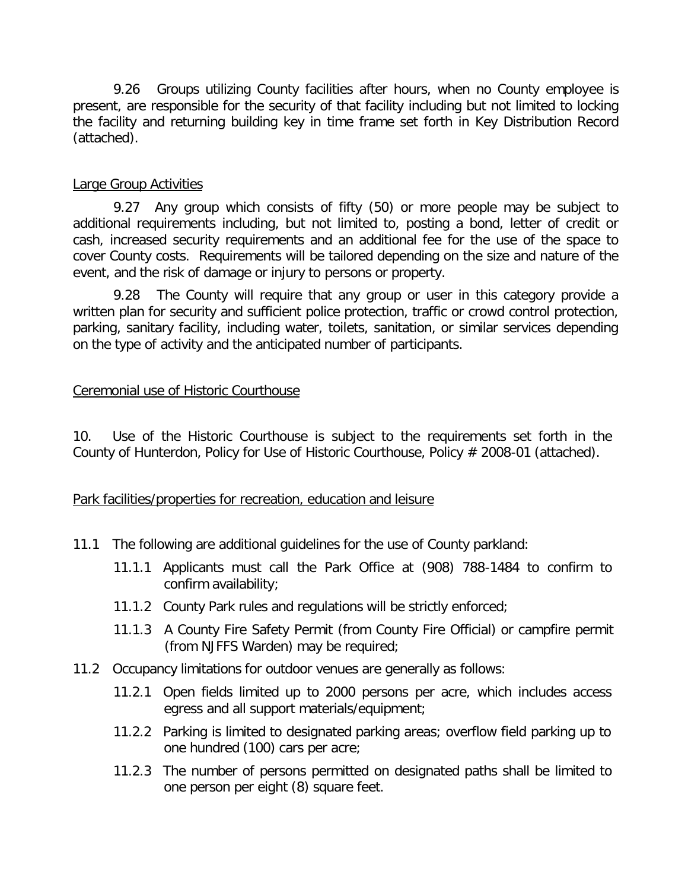9.26 Groups utilizing County facilities after hours, when no County employee is present, are responsible for the security of that facility including but not limited to locking the facility and returning building key in time frame set forth in Key Distribution Record (attached).

Large Group Activities

9.27 Any group which consists of fifty (50) or more people may be subject to additional requirements including, but not limited to, posting a bond, letter of credit or cash, increased security requirements and an additional fee for the use of the space to cover County costs. Requirements will be tailored depending on the size and nature of the event, and the risk of damage or injury to persons or property.

9.28 The County will require that any group or user in this category provide a written plan for security and sufficient police protection, traffic or crowd control protection, parking, sanitary facility, including water, toilets, sanitation, or similar services depending on the type of activity and the anticipated number of participants.

Ceremonial use of Historic Courthouse

10. Use of the Historic Courthouse is subject to the requirements set forth in the County of Hunterdon, Policy for Use of Historic Courthouse, Policy # 2008-01 (attached).

Park facilities/properties for recreation, education and leisure

11.1 The following are additional guidelines for the use of County parkland:

- 11.1.1 Applicants must call the Park Office at (908) 788-1484 to confirm to confirm availability;
- 11.1.2 County Park rules and regulations will be strictly enforced;
- 11.1.3 A County Fire Safety Permit (from County Fire Official) or campfire permit (from NJFFS Warden) may be required;

11.2 Occupancy limitations for outdoor venues are generally as follows:

- 11.2.1 Open fields limited up to 2000 persons per acre, which includes access egress and all support materials/equipment;
- 11.2.2 Parking is limited to designated parking areas; overflow field parking up to one hundred (100) cars per acre;
- 11.2.3 The number of persons permitted on designated paths shall be limited to one person per eight (8) square feet.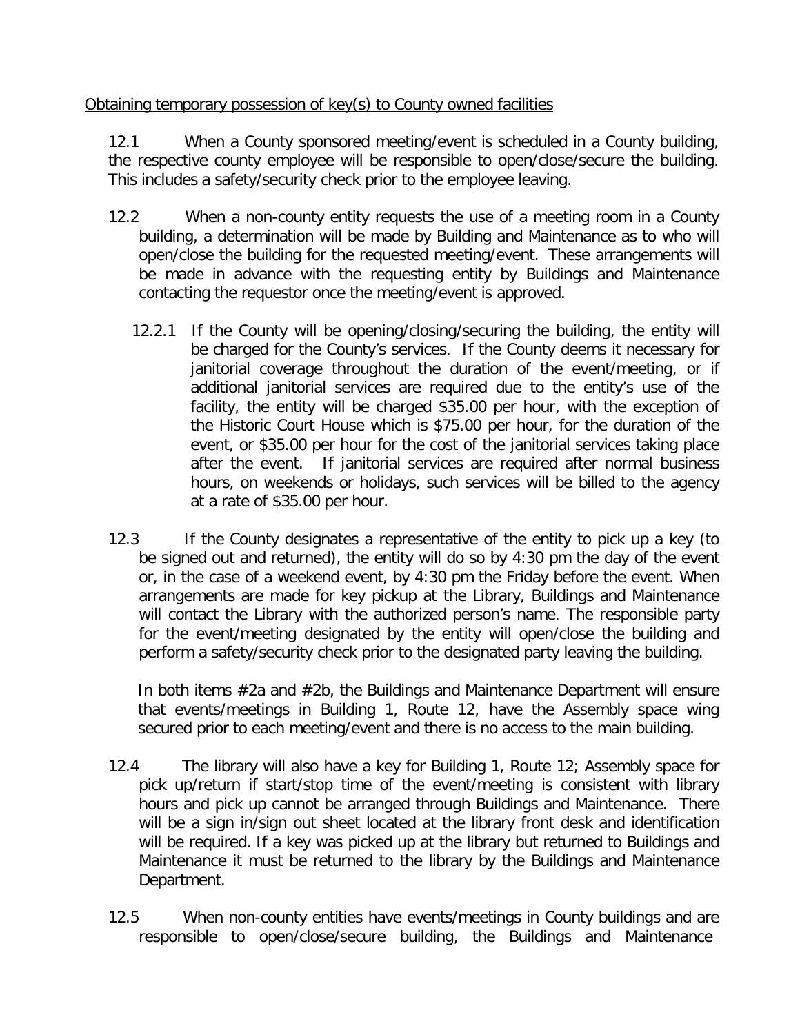Obtaining temporary possession of key(s) to County owned facilities

12.1 When a County sponsored meeting/event is scheduled in a County building, the respective county employee will be responsible to open/close/secure the building. This includes a safety/security check prior to the employee leaving.

12.2 When a non-county entity requests the use of a meeting room in a County building, a determination will be made by Building and Maintenance as to who will open/close the building for the requested meeting/event. These arrangements will be made in advance with the requesting entity by Buildings and Maintenance contacting the requestor once the meeting/event is approved.

12.2.1 If the County will be opening/closing/securing the building, the entity will be charged for the County's services. If the County deems it necessary for janitorial coverage throughout the duration of the event/meeting, or if additional janitorial services are required due to the entity's use of the facility, the entity will be charged $35.00 per hour, with the exception of the Historic Court House which is $75.00 per hour, for the duration of the event, or $35.00 per hour for the cost of the janitorial services taking place after the event. If janitorial services are required after normal business hours, on weekends or holidays, such services will be billed to the agency at a rate of $35.00 per hour.

12.3 If the County designates a representative of the entity to pick up a key (to be signed out and returned), the entity will do so by 4:30 pm the day of the event or, in the case of a weekend event, by 4:30 pm the Friday before the event. When arrangements are made for key pickup at the Library, Buildings and Maintenance will contact the Library with the authorized person's name. The responsible party for the event/meeting designated by the entity will open/close the building and perform a safety/security check prior to the designated party leaving the building.

In both items #2a and #2b, the Buildings and Maintenance Department will ensure that events/meetings in Building 1, Route 12, have the Assembly space wing secured prior to each meeting/event and there is no access to the main building.

12.4 The library will also have a key for Building 1, Route 12; Assembly space for pick up/return if start/stop time of the event/meeting is consistent with library hours and pick up cannot be arranged through Buildings and Maintenance. There will be a sign in/sign out sheet located at the library front desk and identification will be required. If a key was picked up at the library but returned to Buildings and Maintenance it must be returned to the library by the Buildings and Maintenance Department.

12.5 When non-county entities have events/meetings in County buildings and are responsible to open/close/secure building, the Buildings and Maintenance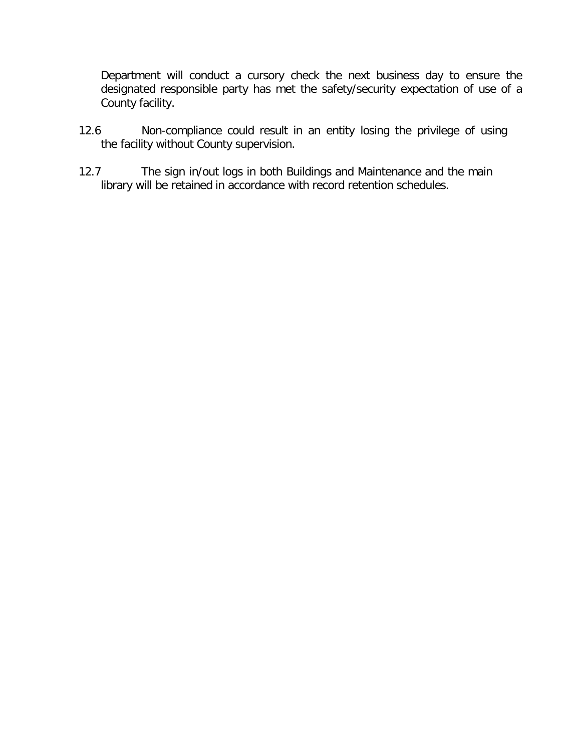Department will conduct a cursory check the next business day to ensure the designated responsible party has met the safety/security expectation of use of a County facility.

12.6 Non-compliance could result in an entity losing the privilege of using the facility without County supervision.

12.7 The sign in/out logs in both Buildings and Maintenance and the main library will be retained in accordance with record retention schedules.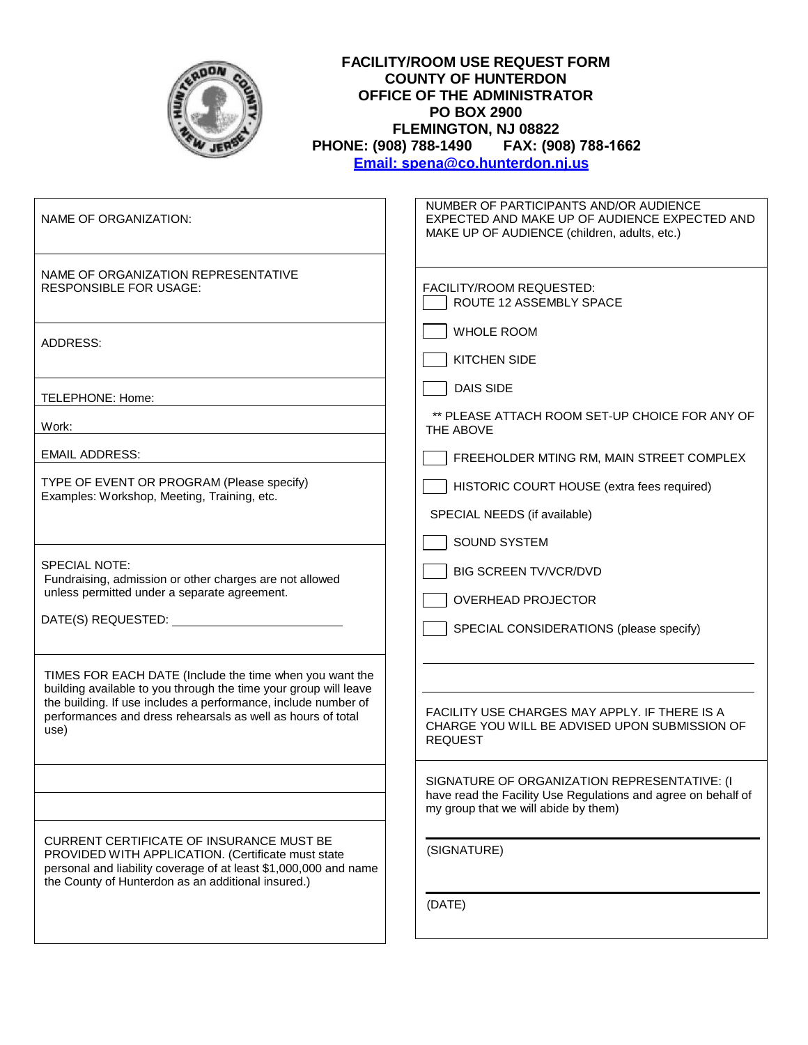# FACILITY/ROOM USE REQUEST FORM
## COUNTY OF HUNTERDON
## OFFICE OF THE ADMINISTRATOR
**PO BOX 2900**
**FLEMINGTON, NJ 08822**
**PHONE: (908) 788-1490 FAX: (908) 788-1662**
**Email: spena@co.hunterdon.nj.us**

NAME OF ORGANIZATION:

NAME OF ORGANIZATION REPRESENTATIVE RESPONSIBLE FOR USAGE:

ADDRESS:

TELEPHONE: Home:

Work:

EMAIL ADDRESS:

TYPE OF EVENT OR PROGRAM (Please specify)
Examples: Workshop, Meeting, Training, etc.

SPECIAL NOTE:
Fundraising, admission or other charges are not allowed unless permitted under a separate agreement.

DATE(S) REQUESTED: ______________________

TIMES FOR EACH DATE (Include the time when you want the building available to you through the time your group will leave the building. If use includes a performance, include number of performances and dress rehearsals as well as hours of total use)

CURRENT CERTIFICATE OF INSURANCE MUST BE PROVIDED WITH APPLICATION. (Certificate must state personal and liability coverage of at least $1,000,000 and name the County of Hunterdon as an additional insured.)

NUMBER OF PARTICIPANTS AND/OR AUDIENCE EXPECTED AND MAKE UP OF AUDIENCE EXPECTED AND MAKE UP OF AUDIENCE (children, adults, etc.)

FACILITY/ROOM REQUESTED:

- ☐ ROUTE 12 ASSEMBLY SPACE
- ☐ WHOLE ROOM
- ☐ KITCHEN SIDE
- ☐ DAIS SIDE

** PLEASE ATTACH ROOM SET-UP CHOICE FOR ANY OF THE ABOVE

- ☐ FREEHOLDER MTING RM, MAIN STREET COMPLEX
- ☐ HISTORIC COURT HOUSE (extra fees required)

SPECIAL NEEDS (if available)

- ☐ SOUND SYSTEM
- ☐ BIG SCREEN TV/VCR/DVD
- ☐ OVERHEAD PROJECTOR
- ☐ SPECIAL CONSIDERATIONS (please specify)

______________________________________

______________________________________

FACILITY USE CHARGES MAY APPLY. IF THERE IS A CHARGE YOU WILL BE ADVISED UPON SUBMISSION OF REQUEST

SIGNATURE OF ORGANIZATION REPRESENTATIVE: (I have read the Facility Use Regulations and agree on behalf of my group that we will abide by them)

______________________________________
(SIGNATURE)

______________________________________
(DATE)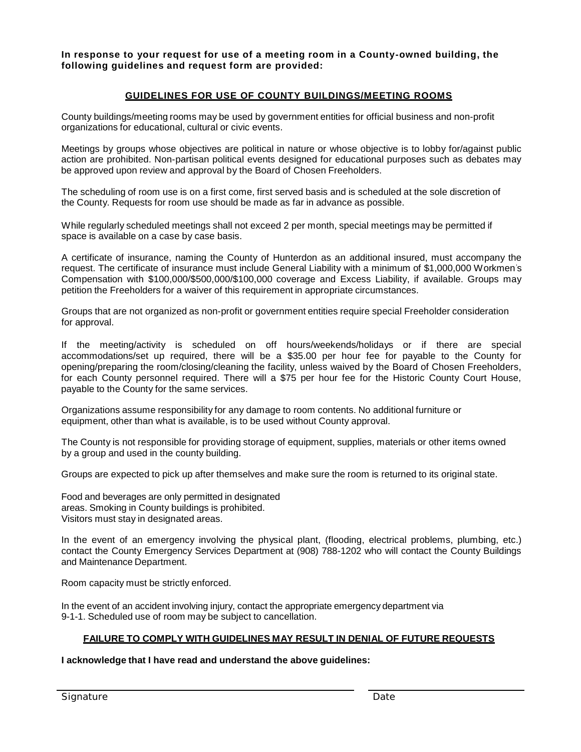**In response to your request for use of a meeting room in a County-owned building, the following guidelines and request form are provided:**

## GUIDELINES FOR USE OF COUNTY BUILDINGS/MEETING ROOMS

County buildings/meeting rooms may be used by government entities for official business and non-profit organizations for educational, cultural or civic events.

Meetings by groups whose objectives are political in nature or whose objective is to lobby for/against public action are prohibited. Non-partisan political events designed for educational purposes such as debates may be approved upon review and approval by the Board of Chosen Freeholders.

The scheduling of room use is on a first come, first served basis and is scheduled at the sole discretion of the County. Requests for room use should be made as far in advance as possible.

While regularly scheduled meetings shall not exceed 2 per month, special meetings may be permitted if space is available on a case by case basis.

A certificate of insurance, naming the County of Hunterdon as an additional insured, must accompany the request. The certificate of insurance must include General Liability with a minimum of $1,000,000 Workmen's Compensation with $100,000/$500,000/$100,000 coverage and Excess Liability, if available. Groups may petition the Freeholders for a waiver of this requirement in appropriate circumstances.

Groups that are not organized as non-profit or government entities require special Freeholder consideration for approval.

If the meeting/activity is scheduled on off hours/weekends/holidays or if there are special accommodations/set up required, there will be a $35.00 per hour fee for payable to the County for opening/preparing the room/closing/cleaning the facility, unless waived by the Board of Chosen Freeholders, for each County personnel required. There will a $75 per hour fee for the Historic County Court House, payable to the County for the same services.

Organizations assume responsibility for any damage to room contents. No additional furniture or equipment, other than what is available, is to be used without County approval.

The County is not responsible for providing storage of equipment, supplies, materials or other items owned by a group and used in the county building.

Groups are expected to pick up after themselves and make sure the room is returned to its original state.

Food and beverages are only permitted in designated areas. Smoking in County buildings is prohibited. Visitors must stay in designated areas.

In the event of an emergency involving the physical plant, (flooding, electrical problems, plumbing, etc.) contact the County Emergency Services Department at (908) 788-1202 who will contact the County Buildings and Maintenance Department.

Room capacity must be strictly enforced.

In the event of an accident involving injury, contact the appropriate emergency department via 9-1-1. Scheduled use of room may be subject to cancellation.

**FAILURE TO COMPLY WITH GUIDELINES MAY RESULT IN DENIAL OF FUTURE REQUESTS**

**I acknowledge that I have read and understand the above guidelines:**

Signature ______________________ Date ______________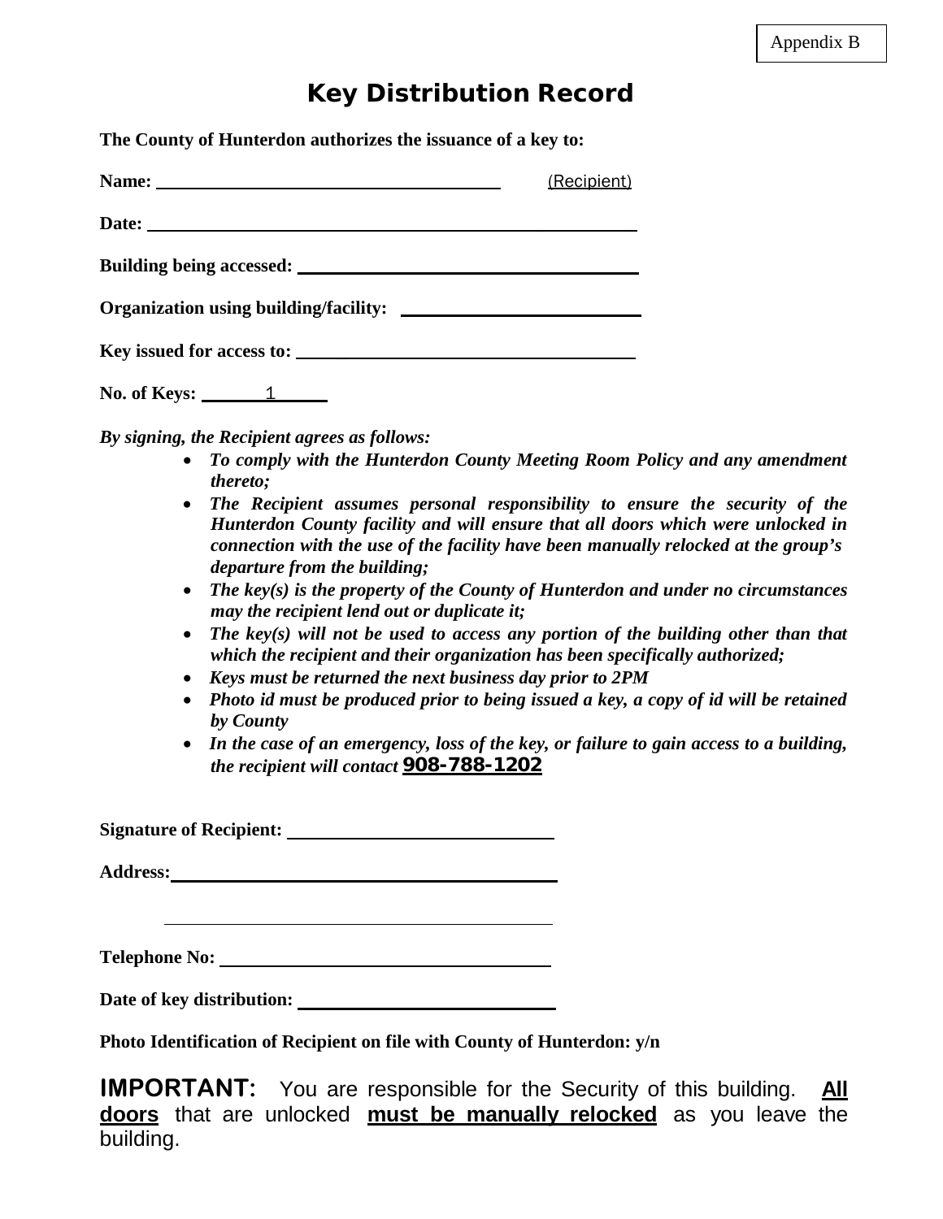Appendix B

# Key Distribution Record

**The County of Hunterdon authorizes the issuance of a key to:**

**Name:** ______________________________ (Recipient)

**Date:** ______________________________

**Building being accessed:** ______________________________

**Organization using building/facility:** ______________________________

**Key issued for access to:** ______________________________

**No. of Keys:** ___1___

***By signing, the Recipient agrees as follows:***

- ***To comply with the Hunterdon County Meeting Room Policy and any amendment thereto;***
- ***The Recipient assumes personal responsibility to ensure the security of the Hunterdon County facility and will ensure that all doors which were unlocked in connection with the use of the facility have been manually relocked at the group's departure from the building;***
- ***The key(s) is the property of the County of Hunterdon and under no circumstances may the recipient lend out or duplicate it;***
- ***The key(s) will not be used to access any portion of the building other than that which the recipient and their organization has been specifically authorized;***
- ***Keys must be returned the next business day prior to 2PM***
- ***Photo id must be produced prior to being issued a key, a copy of id will be retained by County***
- ***In the case of an emergency, loss of the key, or failure to gain access to a building, the recipient will contact*** **908-788-1202**

**Signature of Recipient:** ______________________________

**Address:** ______________________________

______________________________

**Telephone No:** ______________________________

**Date of key distribution:** ______________________________

**Photo Identification of Recipient on file with County of Hunterdon: y/n**

**IMPORTANT:** You are responsible for the Security of this building. **All doors** that are unlocked **must be manually relocked** as you leave the building.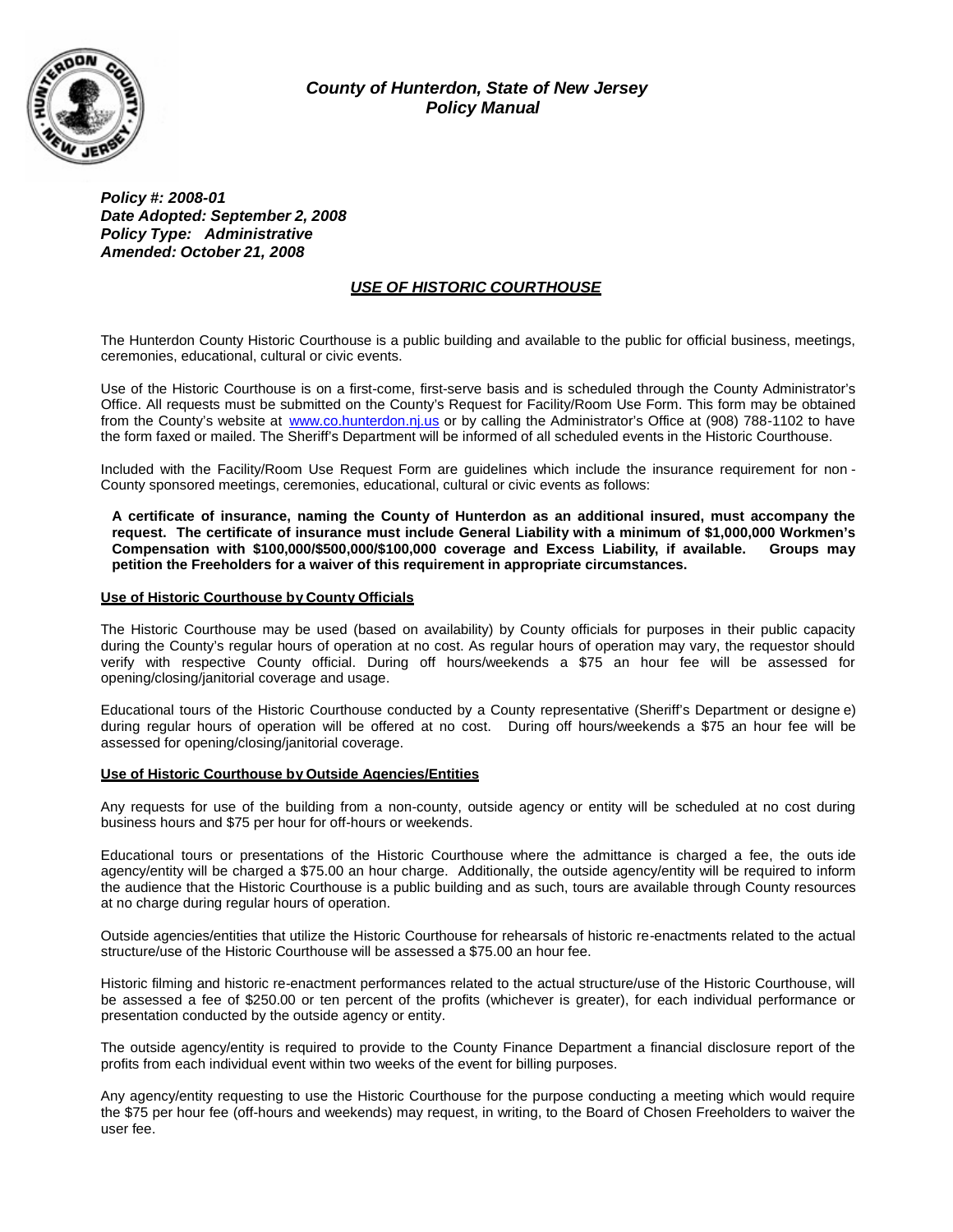*County of Hunterdon, State of New Jersey*
*Policy Manual*

***Policy #: 2008-01***
***Date Adopted: September 2, 2008***
***Policy Type: Administrative***
***Amended: October 21, 2008***

## ***USE OF HISTORIC COURTHOUSE***

The Hunterdon County Historic Courthouse is a public building and available to the public for official business, meetings, ceremonies, educational, cultural or civic events.

Use of the Historic Courthouse is on a first-come, first-serve basis and is scheduled through the County Administrator's Office. All requests must be submitted on the County's Request for Facility/Room Use Form. This form may be obtained from the County's website at www.co.hunterdon.nj.us or by calling the Administrator's Office at (908) 788-1102 to have the form faxed or mailed. The Sheriff's Department will be informed of all scheduled events in the Historic Courthouse.

Included with the Facility/Room Use Request Form are guidelines which include the insurance requirement for non - County sponsored meetings, ceremonies, educational, cultural or civic events as follows:

**A certificate of insurance, naming the County of Hunterdon as an additional insured, must accompany the request. The certificate of insurance must include General Liability with a minimum of $1,000,000 Workmen's Compensation with $100,000/$500,000/$100,000 coverage and Excess Liability, if available. Groups may petition the Freeholders for a waiver of this requirement in appropriate circumstances.**

**Use of Historic Courthouse by County Officials**

The Historic Courthouse may be used (based on availability) by County officials for purposes in their public capacity during the County's regular hours of operation at no cost. As regular hours of operation may vary, the requestor should verify with respective County official. During off hours/weekends a $75 an hour fee will be assessed for opening/closing/janitorial coverage and usage.

Educational tours of the Historic Courthouse conducted by a County representative (Sheriff's Department or designe e) during regular hours of operation will be offered at no cost. During off hours/weekends a $75 an hour fee will be assessed for opening/closing/janitorial coverage.

**Use of Historic Courthouse by Outside Agencies/Entities**

Any requests for use of the building from a non-county, outside agency or entity will be scheduled at no cost during business hours and $75 per hour for off-hours or weekends.

Educational tours or presentations of the Historic Courthouse where the admittance is charged a fee, the outs ide agency/entity will be charged a $75.00 an hour charge. Additionally, the outside agency/entity will be required to inform the audience that the Historic Courthouse is a public building and as such, tours are available through County resources at no charge during regular hours of operation.

Outside agencies/entities that utilize the Historic Courthouse for rehearsals of historic re-enactments related to the actual structure/use of the Historic Courthouse will be assessed a $75.00 an hour fee.

Historic filming and historic re-enactment performances related to the actual structure/use of the Historic Courthouse, will be assessed a fee of $250.00 or ten percent of the profits (whichever is greater), for each individual performance or presentation conducted by the outside agency or entity.

The outside agency/entity is required to provide to the County Finance Department a financial disclosure report of the profits from each individual event within two weeks of the event for billing purposes.

Any agency/entity requesting to use the Historic Courthouse for the purpose conducting a meeting which would require the $75 per hour fee (off-hours and weekends) may request, in writing, to the Board of Chosen Freeholders to waiver the user fee.